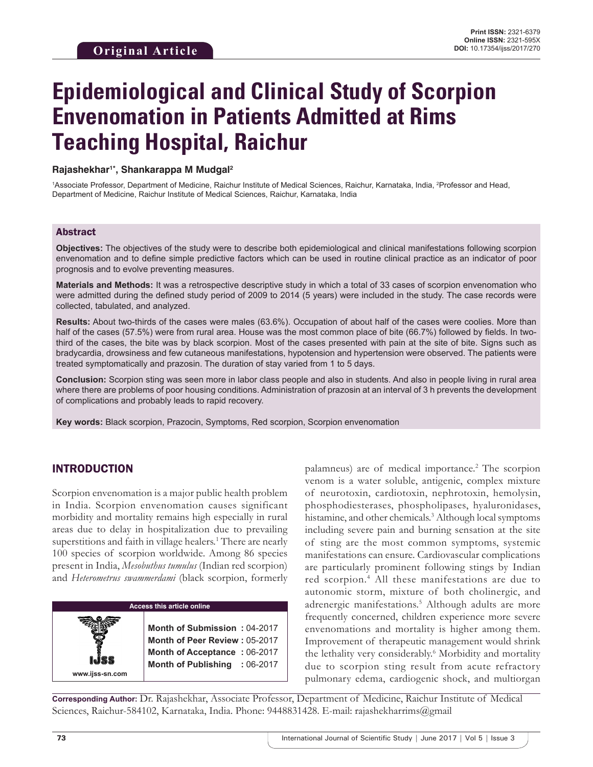**Original Article**

Print ISSN: 2321-6379
Online ISSN: 2321-595X
DOI: 10.17354/ijss/2017/270

# Epidemiological and Clinical Study of Scorpion Envenomation in Patients Admitted at Rims Teaching Hospital, Raichur

**Rajashekhar[1*], Shankarappa M Mudgal[2]**

[1]Associate Professor, Department of Medicine, Raichur Institute of Medical Sciences, Raichur, Karnataka, India, [2]Professor and Head, Department of Medicine, Raichur Institute of Medical Sciences, Raichur, Karnataka, India

## Abstract

**Objectives:** The objectives of the study were to describe both epidemiological and clinical manifestations following scorpion envenomation and to define simple predictive factors which can be used in routine clinical practice as an indicator of poor prognosis and to evolve preventing measures.

**Materials and Methods:** It was a retrospective descriptive study in which a total of 33 cases of scorpion envenomation who were admitted during the defined study period of 2009 to 2014 (5 years) were included in the study. The case records were collected, tabulated, and analyzed.

**Results:** About two-thirds of the cases were males (63.6%). Occupation of about half of the cases were coolies. More than half of the cases (57.5%) were from rural area. House was the most common place of bite (66.7%) followed by fields. In two-third of the cases, the bite was by black scorpion. Most of the cases presented with pain at the site of bite. Signs such as bradycardia, drowsiness and few cutaneous manifestations, hypotension and hypertension were observed. The patients were treated symptomatically and prazosin. The duration of stay varied from 1 to 5 days.

**Conclusion:** Scorpion sting was seen more in labor class people and also in students. And also in people living in rural area where there are problems of poor housing conditions. Administration of prazosin at an interval of 3 h prevents the development of complications and probably leads to rapid recovery.

**Key words:** Black scorpion, Prazocin, Symptoms, Red scorpion, Scorpion envenomation

## INTRODUCTION

Scorpion envenomation is a major public health problem in India. Scorpion envenomation causes significant morbidity and mortality remains high especially in rural areas due to delay in hospitalization due to prevailing superstitions and faith in village healers.[1] There are nearly 100 species of scorpion worldwide. Among 86 species present in India, *Mesobuthus tumulus* (Indian red scorpion) and *Heterometrus swammerdami* (black scorpion, formerly palamneus) are of medical importance.[2] The scorpion venom is a water soluble, antigenic, complex mixture of neurotoxin, cardiotoxin, nephrotoxin, hemolysin, phosphodiesterases, phospholipases, hyaluronidases, histamine, and other chemicals.[3] Although local symptoms including severe pain and burning sensation at the site of sting are the most common symptoms, systemic manifestations can ensure. Cardiovascular complications are particularly prominent following stings by Indian red scorpion.[4] All these manifestations are due to autonomic storm, mixture of both cholinergic, and adrenergic manifestations.[5] Although adults are more frequently concerned, children experience more severe envenomations and mortality is higher among them. Improvement of therapeutic management would shrink the lethality very considerably.[6] Morbidity and mortality due to scorpion sting result from acute refractory pulmonary edema, cardiogenic shock, and multiorgan

| Access this article online | |
|---|---|
| www.ijss-sn.com | **Month of Submission :** 04-2017<br>**Month of Peer Review :** 05-2017<br>**Month of Acceptance :** 06-2017<br>**Month of Publishing :** 06-2017 |

**Corresponding Author:** Dr. Rajashekhar, Associate Professor, Department of Medicine, Raichur Institute of Medical Sciences, Raichur-584102, Karnataka, India. Phone: 9448831428. E-mail: rajashekharrims@gmail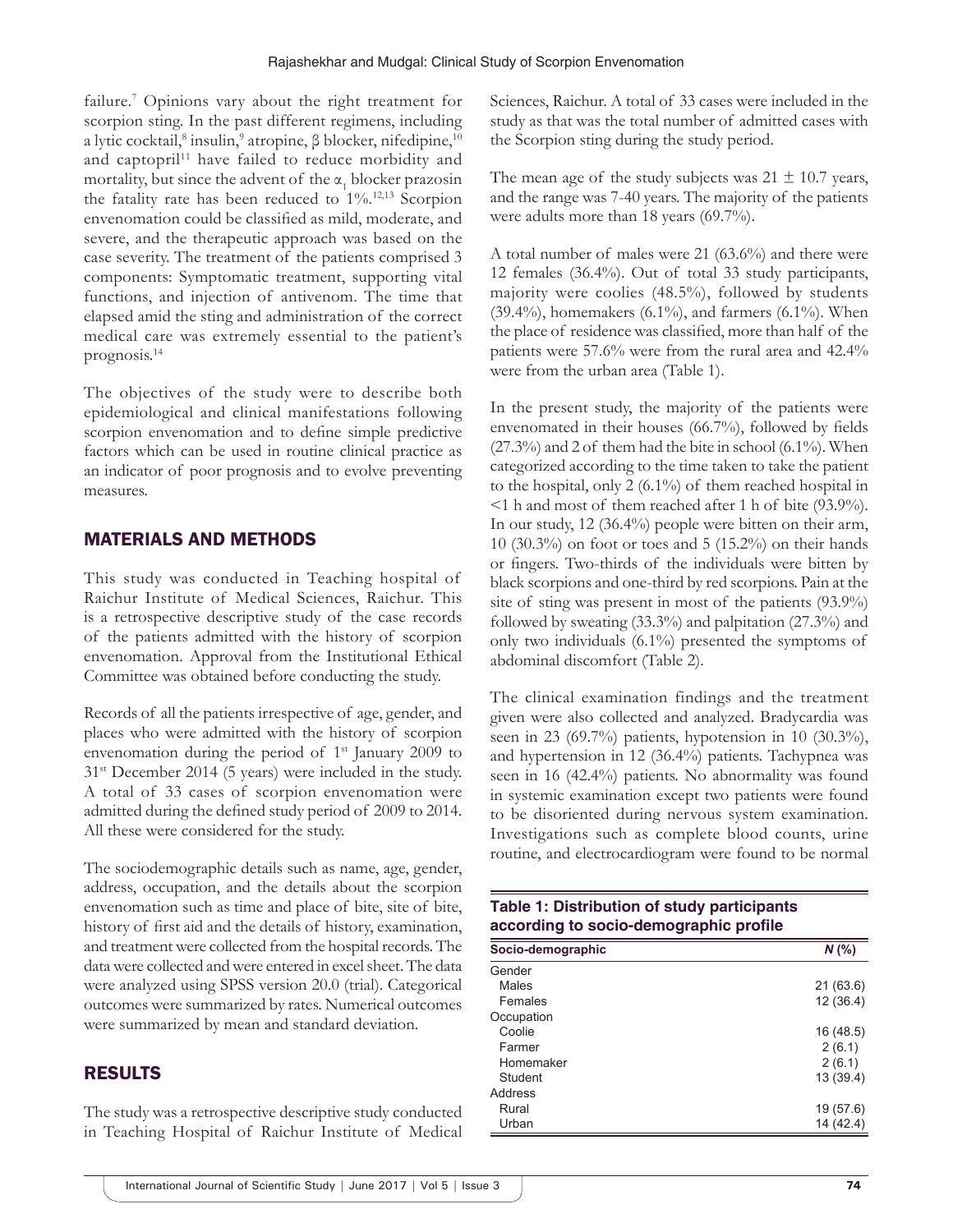failure.[7] Opinions vary about the right treatment for scorpion sting. In the past different regimens, including a lytic cocktail,[8] insulin,[9] atropine, β blocker, nifedipine,[10] and captopril[11] have failed to reduce morbidity and mortality, but since the advent of the $\alpha_1$ blocker prazosin the fatality rate has been reduced to 1%.[12,13] Scorpion envenomation could be classified as mild, moderate, and severe, and the therapeutic approach was based on the case severity. The treatment of the patients comprised 3 components: Symptomatic treatment, supporting vital functions, and injection of antivenom. The time that elapsed amid the sting and administration of the correct medical care was extremely essential to the patient's prognosis.[14]

The objectives of the study were to describe both epidemiological and clinical manifestations following scorpion envenomation and to define simple predictive factors which can be used in routine clinical practice as an indicator of poor prognosis and to evolve preventing measures.

## MATERIALS AND METHODS

This study was conducted in Teaching hospital of Raichur Institute of Medical Sciences, Raichur. This is a retrospective descriptive study of the case records of the patients admitted with the history of scorpion envenomation. Approval from the Institutional Ethical Committee was obtained before conducting the study.

Records of all the patients irrespective of age, gender, and places who were admitted with the history of scorpion envenomation during the period of 1st January 2009 to 31st December 2014 (5 years) were included in the study. A total of 33 cases of scorpion envenomation were admitted during the defined study period of 2009 to 2014. All these were considered for the study.

The sociodemographic details such as name, age, gender, address, occupation, and the details about the scorpion envenomation such as time and place of bite, site of bite, history of first aid and the details of history, examination, and treatment were collected from the hospital records. The data were collected and were entered in excel sheet. The data were analyzed using SPSS version 20.0 (trial). Categorical outcomes were summarized by rates. Numerical outcomes were summarized by mean and standard deviation.

## RESULTS

The study was a retrospective descriptive study conducted in Teaching Hospital of Raichur Institute of Medical Sciences, Raichur. A total of 33 cases were included in the study as that was the total number of admitted cases with the Scorpion sting during the study period.

The mean age of the study subjects was 21 ± 10.7 years, and the range was 7-40 years. The majority of the patients were adults more than 18 years (69.7%).

A total number of males were 21 (63.6%) and there were 12 females (36.4%). Out of total 33 study participants, majority were coolies (48.5%), followed by students (39.4%), homemakers (6.1%), and farmers (6.1%). When the place of residence was classified, more than half of the patients were 57.6% were from the rural area and 42.4% were from the urban area (Table 1).

In the present study, the majority of the patients were envenomated in their houses (66.7%), followed by fields (27.3%) and 2 of them had the bite in school (6.1%). When categorized according to the time taken to take the patient to the hospital, only 2 (6.1%) of them reached hospital in <1 h and most of them reached after 1 h of bite (93.9%). In our study, 12 (36.4%) people were bitten on their arm, 10 (30.3%) on foot or toes and 5 (15.2%) on their hands or fingers. Two-thirds of the individuals were bitten by black scorpions and one-third by red scorpions. Pain at the site of sting was present in most of the patients (93.9%) followed by sweating (33.3%) and palpitation (27.3%) and only two individuals (6.1%) presented the symptoms of abdominal discomfort (Table 2).

The clinical examination findings and the treatment given were also collected and analyzed. Bradycardia was seen in 23 (69.7%) patients, hypotension in 10 (30.3%), and hypertension in 12 (36.4%) patients. Tachypnea was seen in 16 (42.4%) patients. No abnormality was found in systemic examination except two patients were found to be disoriented during nervous system examination. Investigations such as complete blood counts, urine routine, and electrocardiogram were found to be normal

**Table 1: Distribution of study participants according to socio-demographic profile**

| Socio-demographic | *N* (%) |
|---|---|
| Gender | |
| Males | 21 (63.6) |
| Females | 12 (36.4) |
| Occupation | |
| Coolie | 16 (48.5) |
| Farmer | 2 (6.1) |
| Homemaker | 2 (6.1) |
| Student | 13 (39.4) |
| Address | |
| Rural | 19 (57.6) |
| Urban | 14 (42.4) |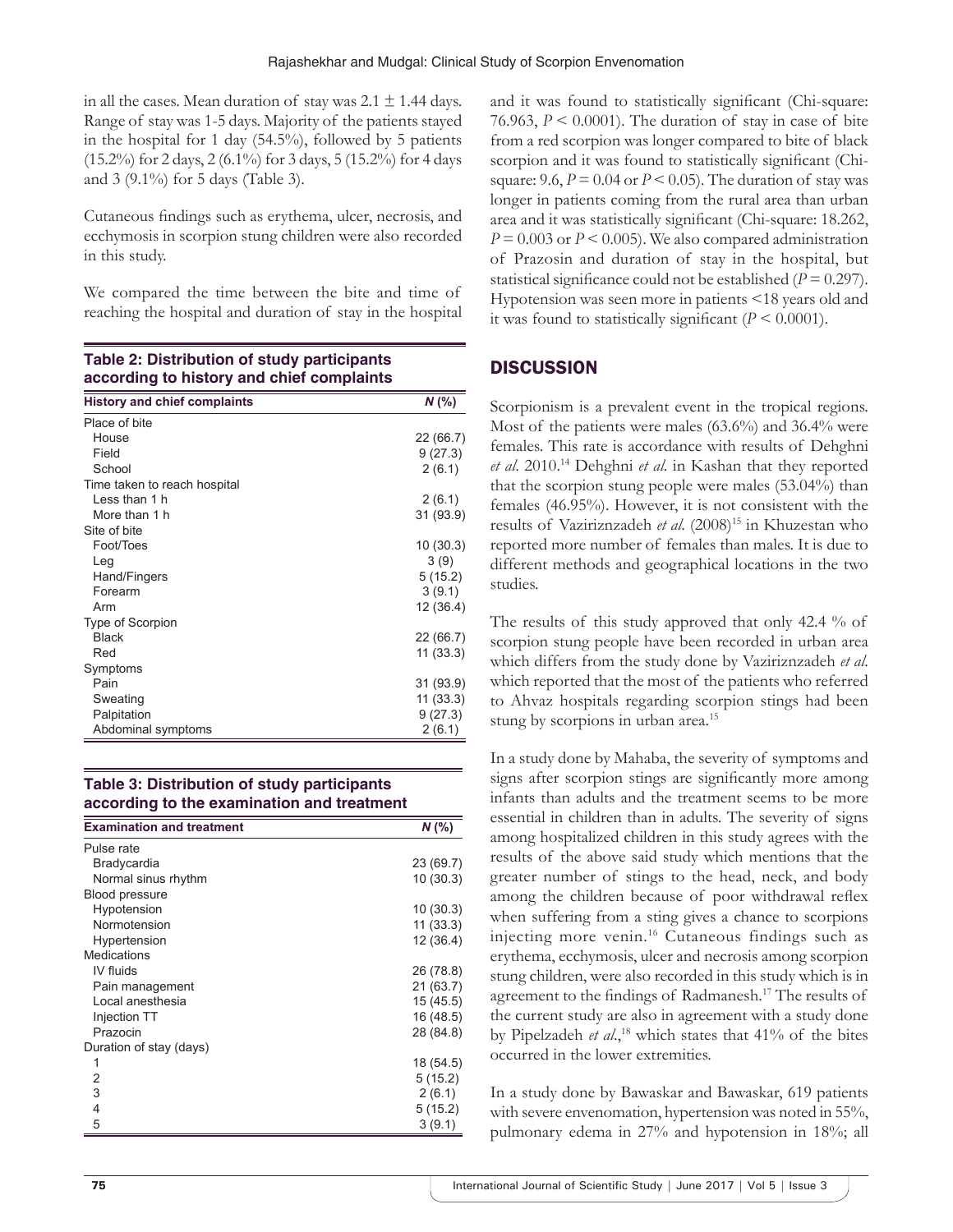in all the cases. Mean duration of stay was 2.1 ± 1.44 days. Range of stay was 1-5 days. Majority of the patients stayed in the hospital for 1 day (54.5%), followed by 5 patients (15.2%) for 2 days, 2 (6.1%) for 3 days, 5 (15.2%) for 4 days and 3 (9.1%) for 5 days (Table 3).

Cutaneous findings such as erythema, ulcer, necrosis, and ecchymosis in scorpion stung children were also recorded in this study.

We compared the time between the bite and time of reaching the hospital and duration of stay in the hospital and it was found to statistically significant (Chi-square: 76.963, $P < 0.0001$). The duration of stay in case of bite from a red scorpion was longer compared to bite of black scorpion and it was found to statistically significant (Chi-square: 9.6, $P = 0.04$ or $P < 0.05$). The duration of stay was longer in patients coming from the rural area than urban area and it was statistically significant (Chi-square: 18.262, $P = 0.003$ or $P < 0.005$). We also compared administration of Prazosin and duration of stay in the hospital, but statistical significance could not be established ($P = 0.297$). Hypotension was seen more in patients <18 years old and it was found to statistically significant ($P < 0.0001$).

**Table 2: Distribution of study participants according to history and chief complaints**

| History and chief complaints | *N* (%) |
|---|---|
| Place of bite | |
| House | 22 (66.7) |
| Field | 9 (27.3) |
| School | 2 (6.1) |
| Time taken to reach hospital | |
| Less than 1 h | 2 (6.1) |
| More than 1 h | 31 (93.9) |
| Site of bite | |
| Foot/Toes | 10 (30.3) |
| Leg | 3 (9) |
| Hand/Fingers | 5 (15.2) |
| Forearm | 3 (9.1) |
| Arm | 12 (36.4) |
| Type of Scorpion | |
| Black | 22 (66.7) |
| Red | 11 (33.3) |
| Symptoms | |
| Pain | 31 (93.9) |
| Sweating | 11 (33.3) |
| Palpitation | 9 (27.3) |
| Abdominal symptoms | 2 (6.1) |

**Table 3: Distribution of study participants according to the examination and treatment**

| Examination and treatment | *N* (%) |
|---|---|
| Pulse rate | |
| Bradycardia | 23 (69.7) |
| Normal sinus rhythm | 10 (30.3) |
| Blood pressure | |
| Hypotension | 10 (30.3) |
| Normotension | 11 (33.3) |
| Hypertension | 12 (36.4) |
| Medications | |
| IV fluids | 26 (78.8) |
| Pain management | 21 (63.7) |
| Local anesthesia | 15 (45.5) |
| Injection TT | 16 (48.5) |
| Prazocin | 28 (84.8) |
| Duration of stay (days) | |
| 1 | 18 (54.5) |
| 2 | 5 (15.2) |
| 3 | 2 (6.1) |
| 4 | 5 (15.2) |
| 5 | 3 (9.1) |

## DISCUSSION

Scorpionism is a prevalent event in the tropical regions. Most of the patients were males (63.6%) and 36.4% were females. This rate is accordance with results of Dehghni *et al*. 2010.[14] Dehghni *et al*. in Kashan that they reported that the scorpion stung people were males (53.04%) than females (46.95%). However, it is not consistent with the results of Vaziriznzadeh *et al*. (2008)[15] in Khuzestan who reported more number of females than males. It is due to different methods and geographical locations in the two studies.

The results of this study approved that only 42.4 % of scorpion stung people have been recorded in urban area which differs from the study done by Vaziriznzadeh *et al*. which reported that the most of the patients who referred to Ahvaz hospitals regarding scorpion stings had been stung by scorpions in urban area.[15]

In a study done by Mahaba, the severity of symptoms and signs after scorpion stings are significantly more among infants than adults and the treatment seems to be more essential in children than in adults. The severity of signs among hospitalized children in this study agrees with the results of the above said study which mentions that the greater number of stings to the head, neck, and body among the children because of poor withdrawal reflex when suffering from a sting gives a chance to scorpions injecting more venin.[16] Cutaneous findings such as erythema, ecchymosis, ulcer and necrosis among scorpion stung children, were also recorded in this study which is in agreement to the findings of Radmanesh.[17] The results of the current study are also in agreement with a study done by Pipelzadeh *et al*.,[18] which states that 41% of the bites occurred in the lower extremities.

In a study done by Bawaskar and Bawaskar, 619 patients with severe envenomation, hypertension was noted in 55%, pulmonary edema in 27% and hypotension in 18%; all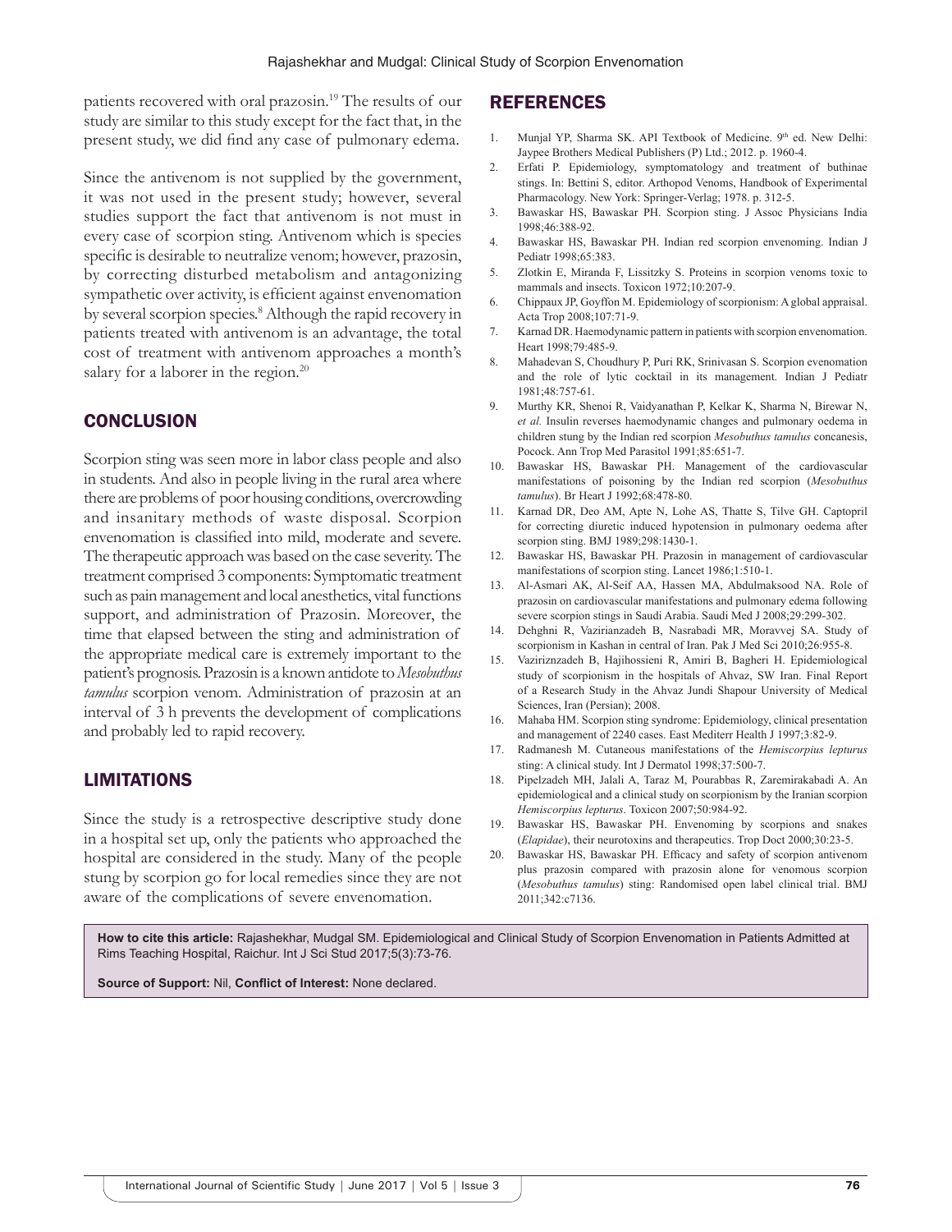patients recovered with oral prazosin.[19] The results of our study are similar to this study except for the fact that, in the present study, we did find any case of pulmonary edema.

Since the antivenom is not supplied by the government, it was not used in the present study; however, several studies support the fact that antivenom is not must in every case of scorpion sting. Antivenom which is species specific is desirable to neutralize venom; however, prazosin, by correcting disturbed metabolism and antagonizing sympathetic over activity, is efficient against envenomation by several scorpion species.[8] Although the rapid recovery in patients treated with antivenom is an advantage, the total cost of treatment with antivenom approaches a month's salary for a laborer in the region.[20]

## CONCLUSION

Scorpion sting was seen more in labor class people and also in students. And also in people living in the rural area where there are problems of poor housing conditions, overcrowding and insanitary methods of waste disposal. Scorpion envenomation is classified into mild, moderate and severe. The therapeutic approach was based on the case severity. The treatment comprised 3 components: Symptomatic treatment such as pain management and local anesthetics, vital functions support, and administration of Prazosin. Moreover, the time that elapsed between the sting and administration of the appropriate medical care is extremely important to the patient's prognosis. Prazosin is a known antidote to *Mesobuthus tamulus* scorpion venom. Administration of prazosin at an interval of 3 h prevents the development of complications and probably led to rapid recovery.

## LIMITATIONS

Since the study is a retrospective descriptive study done in a hospital set up, only the patients who approached the hospital are considered in the study. Many of the people stung by scorpion go for local remedies since they are not aware of the complications of severe envenomation.

## REFERENCES

1. Munjal YP, Sharma SK. API Textbook of Medicine. 9th ed. New Delhi: Jaypee Brothers Medical Publishers (P) Ltd.; 2012. p. 1960-4.
2. Erfati P. Epidemiology, symptomatology and treatment of buthinae stings. In: Bettini S, editor. Arthopod Venoms, Handbook of Experimental Pharmacology. New York: Springer-Verlag; 1978. p. 312-5.
3. Bawaskar HS, Bawaskar PH. Scorpion sting. J Assoc Physicians India 1998;46:388-92.
4. Bawaskar HS, Bawaskar PH. Indian red scorpion envenoming. Indian J Pediatr 1998;65:383.
5. Zlotkin E, Miranda F, Lissitzky S. Proteins in scorpion venoms toxic to mammals and insects. Toxicon 1972;10:207-9.
6. Chippaux JP, Goyffon M. Epidemiology of scorpionism: A global appraisal. Acta Trop 2008;107:71-9.
7. Karnad DR. Haemodynamic pattern in patients with scorpion envenomation. Heart 1998;79:485-9.
8. Mahadevan S, Choudhury P, Puri RK, Srinivasan S. Scorpion evenomation and the role of lytic cocktail in its management. Indian J Pediatr 1981;48:757-61.
9. Murthy KR, Shenoi R, Vaidyanathan P, Kelkar K, Sharma N, Birewar N, *et al.* Insulin reverses haemodynamic changes and pulmonary oedema in children stung by the Indian red scorpion *Mesobuthus tamulus* concanesis, Pocock. Ann Trop Med Parasitol 1991;85:651-7.
10. Bawaskar HS, Bawaskar PH. Management of the cardiovascular manifestations of poisoning by the Indian red scorpion (*Mesobuthus tamulus*). Br Heart J 1992;68:478-80.
11. Karnad DR, Deo AM, Apte N, Lohe AS, Thatte S, Tilve GH. Captopril for correcting diuretic induced hypotension in pulmonary oedema after scorpion sting. BMJ 1989;298:1430-1.
12. Bawaskar HS, Bawaskar PH. Prazosin in management of cardiovascular manifestations of scorpion sting. Lancet 1986;1:510-1.
13. Al-Asmari AK, Al-Seif AA, Hassen MA, Abdulmaksood NA. Role of prazosin on cardiovascular manifestations and pulmonary edema following severe scorpion stings in Saudi Arabia. Saudi Med J 2008;29:299-302.
14. Dehghni R, Vazirianzadeh B, Nasrabadi MR, Moravvej SA. Study of scorpionism in Kashan in central of Iran. Pak J Med Sci 2010;26:955-8.
15. Vazirizndeh B, Hajihossieni R, Amiri B, Bagheri H. Epidemiological study of scorpionism in the hospitals of Ahvaz, SW Iran. Final Report of a Research Study in the Ahvaz Jundi Shapour University of Medical Sciences, Iran (Persian); 2008.
16. Mahaba HM. Scorpion sting syndrome: Epidemiology, clinical presentation and management of 2240 cases. East Mediterr Health J 1997;3:82-9.
17. Radmanesh M. Cutaneous manifestations of the *Hemiscorpius lepturus* sting: A clinical study. Int J Dermatol 1998;37:500-7.
18. Pipelzadeh MH, Jalali A, Taraz M, Pourabbas R, Zaremirakabadi A. An epidemiological and a clinical study on scorpionism by the Iranian scorpion *Hemiscorpius lepturus*. Toxicon 2007;50:984-92.
19. Bawaskar HS, Bawaskar PH. Envenoming by scorpions and snakes (*Elapidae*), their neurotoxins and therapeutics. Trop Doct 2000;30:23-5.
20. Bawaskar HS, Bawaskar PH. Efficacy and safety of scorpion antivenom plus prazosin compared with prazosin alone for venomous scorpion (*Mesobuthus tamulus*) sting: Randomised open label clinical trial. BMJ 2011;342:c7136.

**How to cite this article:** Rajashekhar, Mudgal SM. Epidemiological and Clinical Study of Scorpion Envenomation in Patients Admitted at Rims Teaching Hospital, Raichur. Int J Sci Stud 2017;5(3):73-76.

**Source of Support:** Nil, **Conflict of Interest:** None declared.